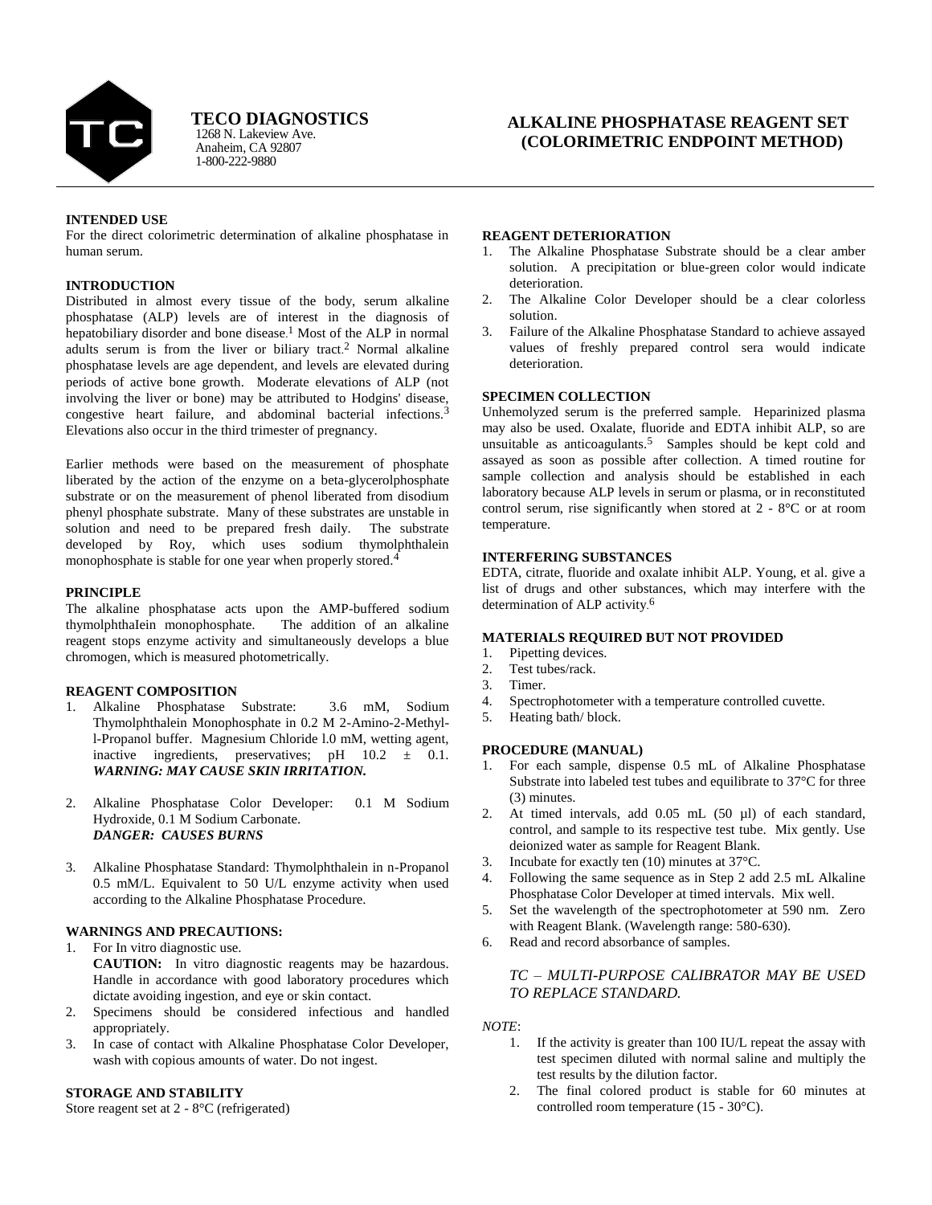# TECO DIAGNOSTICS

1268 N. Lakeview Ave.
Anaheim, CA 92807
1-800-222-9880

# ALKALINE PHOSPHATASE REAGENT SET (COLORIMETRIC ENDPOINT METHOD)

## INTENDED USE

For the direct colorimetric determination of alkaline phosphatase in human serum.

## INTRODUCTION

Distributed in almost every tissue of the body, serum alkaline phosphatase (ALP) levels are of interest in the diagnosis of hepatobiliary disorder and bone disease.[1] Most of the ALP in normal adults serum is from the liver or biliary tract.[2] Normal alkaline phosphatase levels are age dependent, and levels are elevated during periods of active bone growth. Moderate elevations of ALP (not involving the liver or bone) may be attributed to Hodgins' disease, congestive heart failure, and abdominal bacterial infections.[3] Elevations also occur in the third trimester of pregnancy.

Earlier methods were based on the measurement of phosphate liberated by the action of the enzyme on a beta-glycerolphosphate substrate or on the measurement of phenol liberated from disodium phenyl phosphate substrate. Many of these substrates are unstable in solution and need to be prepared fresh daily. The substrate developed by Roy, which uses sodium thymolphthalein monophosphate is stable for one year when properly stored.[4]

## PRINCIPLE

The alkaline phosphatase acts upon the AMP-buffered sodium thymolphthaIein monophosphate. The addition of an alkaline reagent stops enzyme activity and simultaneously develops a blue chromogen, which is measured photometrically.

## REAGENT COMPOSITION

1. Alkaline Phosphatase Substrate: 3.6 mM, Sodium Thymolphthalein Monophosphate in 0.2 M 2-Amino-2-Methyl-l-Propanol buffer. Magnesium Chloride l.0 mM, wetting agent, inactive ingredients, preservatives; pH 10.2 ± 0.1. ***WARNING: MAY CAUSE SKIN IRRITATION.***

2. Alkaline Phosphatase Color Developer: 0.1 M Sodium Hydroxide, 0.1 M Sodium Carbonate. ***DANGER: CAUSES BURNS***

3. Alkaline Phosphatase Standard: Thymolphthalein in n-Propanol 0.5 mM/L. Equivalent to 50 U/L enzyme activity when used according to the Alkaline Phosphatase Procedure.

## WARNINGS AND PRECAUTIONS:

1. For In vitro diagnostic use.
   **CAUTION:** In vitro diagnostic reagents may be hazardous. Handle in accordance with good laboratory procedures which dictate avoiding ingestion, and eye or skin contact.
2. Specimens should be considered infectious and handled appropriately.
3. In case of contact with Alkaline Phosphatase Color Developer, wash with copious amounts of water. Do not ingest.

## STORAGE AND STABILITY

Store reagent set at 2 - 8°C (refrigerated)

## REAGENT DETERIORATION

1. The Alkaline Phosphatase Substrate should be a clear amber solution. A precipitation or blue-green color would indicate deterioration.
2. The Alkaline Color Developer should be a clear colorless solution.
3. Failure of the Alkaline Phosphatase Standard to achieve assayed values of freshly prepared control sera would indicate deterioration.

## SPECIMEN COLLECTION

Unhemolyzed serum is the preferred sample. Heparinized plasma may also be used. Oxalate, fluoride and EDTA inhibit ALP, so are unsuitable as anticoagulants.[5] Samples should be kept cold and assayed as soon as possible after collection. A timed routine for sample collection and analysis should be established in each laboratory because ALP levels in serum or plasma, or in reconstituted control serum, rise significantly when stored at 2 - 8°C or at room temperature.

## INTERFERING SUBSTANCES

EDTA, citrate, fluoride and oxalate inhibit ALP. Young, et al. give a list of drugs and other substances, which may interfere with the determination of ALP activity.[6]

## MATERIALS REQUIRED BUT NOT PROVIDED

1. Pipetting devices.
2. Test tubes/rack.
3. Timer.
4. Spectrophotometer with a temperature controlled cuvette.
5. Heating bath/ block.

## PROCEDURE (MANUAL)

1. For each sample, dispense 0.5 mL of Alkaline Phosphatase Substrate into labeled test tubes and equilibrate to 37°C for three (3) minutes.
2. At timed intervals, add 0.05 mL (50 µl) of each standard, control, and sample to its respective test tube. Mix gently. Use deionized water as sample for Reagent Blank.
3. Incubate for exactly ten (10) minutes at 37°C.
4. Following the same sequence as in Step 2 add 2.5 mL Alkaline Phosphatase Color Developer at timed intervals. Mix well.
5. Set the wavelength of the spectrophotometer at 590 nm. Zero with Reagent Blank. (Wavelength range: 580-630).
6. Read and record absorbance of samples.

*TC – MULTI-PURPOSE CALIBRATOR MAY BE USED TO REPLACE STANDARD.*

*NOTE*:

1. If the activity is greater than 100 IU/L repeat the assay with test specimen diluted with normal saline and multiply the test results by the dilution factor.
2. The final colored product is stable for 60 minutes at controlled room temperature (15 - 30°C).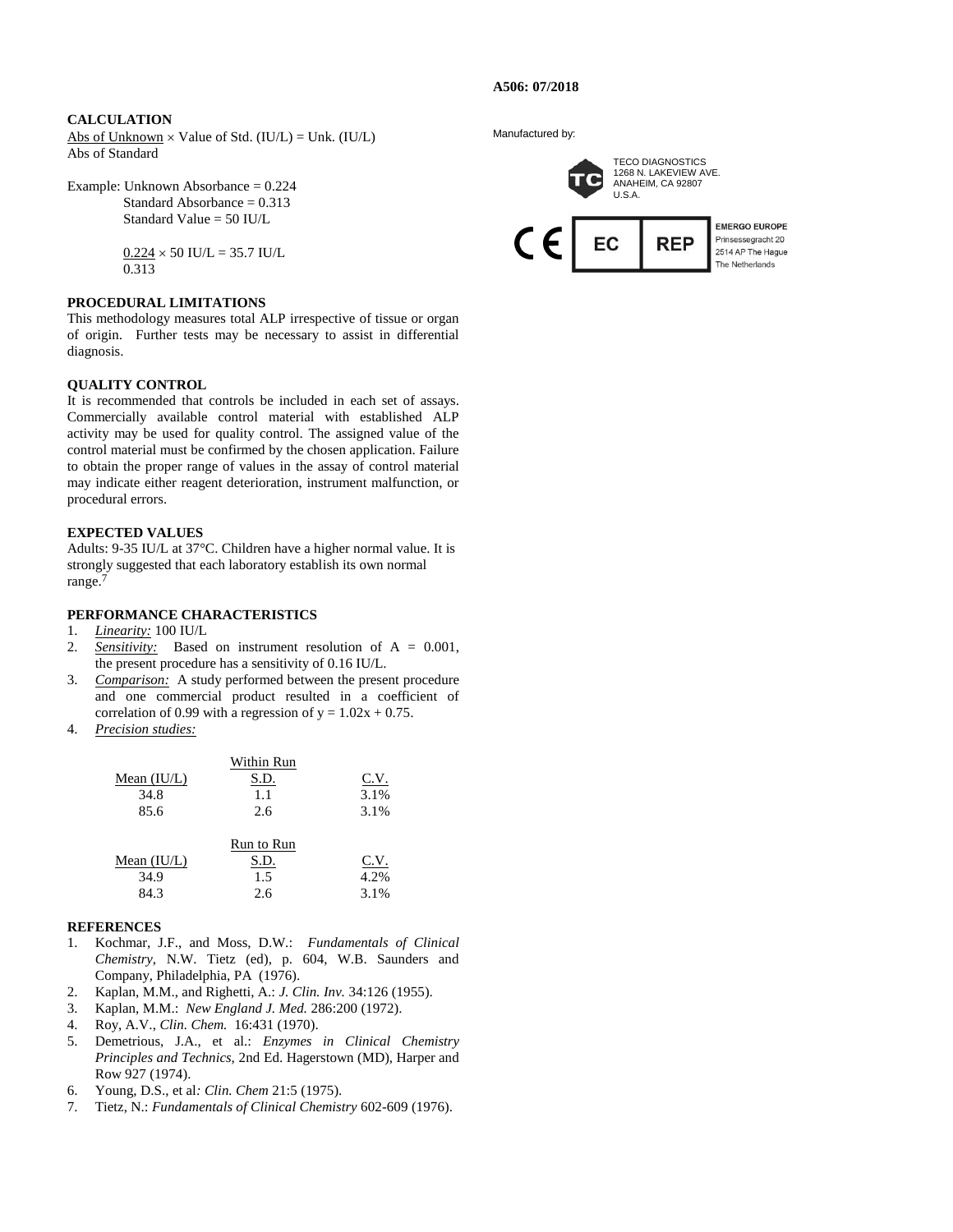A506: 07/2018

## CALCULATION

$$\frac{\text{Abs of Unknown}}{\text{Abs of Standard}} \times \text{Value of Std. (IU/L)} = \text{Unk. (IU/L)}$$

Example: Unknown Absorbance = 0.224
Standard Absorbance = 0.313
Standard Value = 50 IU/L

$$\frac{0.224}{0.313} \times 50 \text{ IU/L} = 35.7 \text{ IU/L}$$

## PROCEDURAL LIMITATIONS

This methodology measures total ALP irrespective of tissue or organ of origin. Further tests may be necessary to assist in differential diagnosis.

## QUALITY CONTROL

It is recommended that controls be included in each set of assays. Commercially available control material with established ALP activity may be used for quality control. The assigned value of the control material must be confirmed by the chosen application. Failure to obtain the proper range of values in the assay of control material may indicate either reagent deterioration, instrument malfunction, or procedural errors.

## EXPECTED VALUES

Adults: 9-35 IU/L at 37°C. Children have a higher normal value. It is strongly suggested that each laboratory establish its own normal range.[7]

## PERFORMANCE CHARACTERISTICS

1. *Linearity:* 100 IU/L
2. *Sensitivity:* Based on instrument resolution of A = 0.001, the present procedure has a sensitivity of 0.16 IU/L.
3. *Comparison:* A study performed between the present procedure and one commercial product resulted in a coefficient of correlation of 0.99 with a regression of $y = 1.02x + 0.75$.
4. *Precision studies:*

| | Within Run | |
|---|---|---|
| Mean (IU/L) | S.D. | C.V. |
| 34.8 | 1.1 | 3.1% |
| 85.6 | 2.6 | 3.1% |

| | Run to Run | |
|---|---|---|
| Mean (IU/L) | S.D. | C.V. |
| 34.9 | 1.5 | 4.2% |
| 84.3 | 2.6 | 3.1% |

## REFERENCES

1. Kochmar, J.F., and Moss, D.W.: *Fundamentals of Clinical Chemistry*, N.W. Tietz (ed), p. 604, W.B. Saunders and Company, Philadelphia, PA (1976).
2. Kaplan, M.M., and Righetti, A.: *J. Clin. Inv.* 34:126 (1955).
3. Kaplan, M.M.: *New England J. Med.* 286:200 (1972).
4. Roy, A.V., *Clin. Chem.* 16:431 (1970).
5. Demetrious, J.A., et al.: *Enzymes in Clinical Chemistry Principles and Technics*, 2nd Ed. Hagerstown (MD), Harper and Row 927 (1974).
6. Young, D.S., et al*: Clin. Chem* 21:5 (1975).
7. Tietz, N.: *Fundamentals of Clinical Chemistry* 602-609 (1976).

Manufactured by:

TECO DIAGNOSTICS
1268 N. LAKEVIEW AVE.
ANAHEIM, CA 92807
U.S.A.

CE | EC | REP

EMERGO EUROPE
Prinsessegracht 20
2514 AP The Hague
The Netherlands